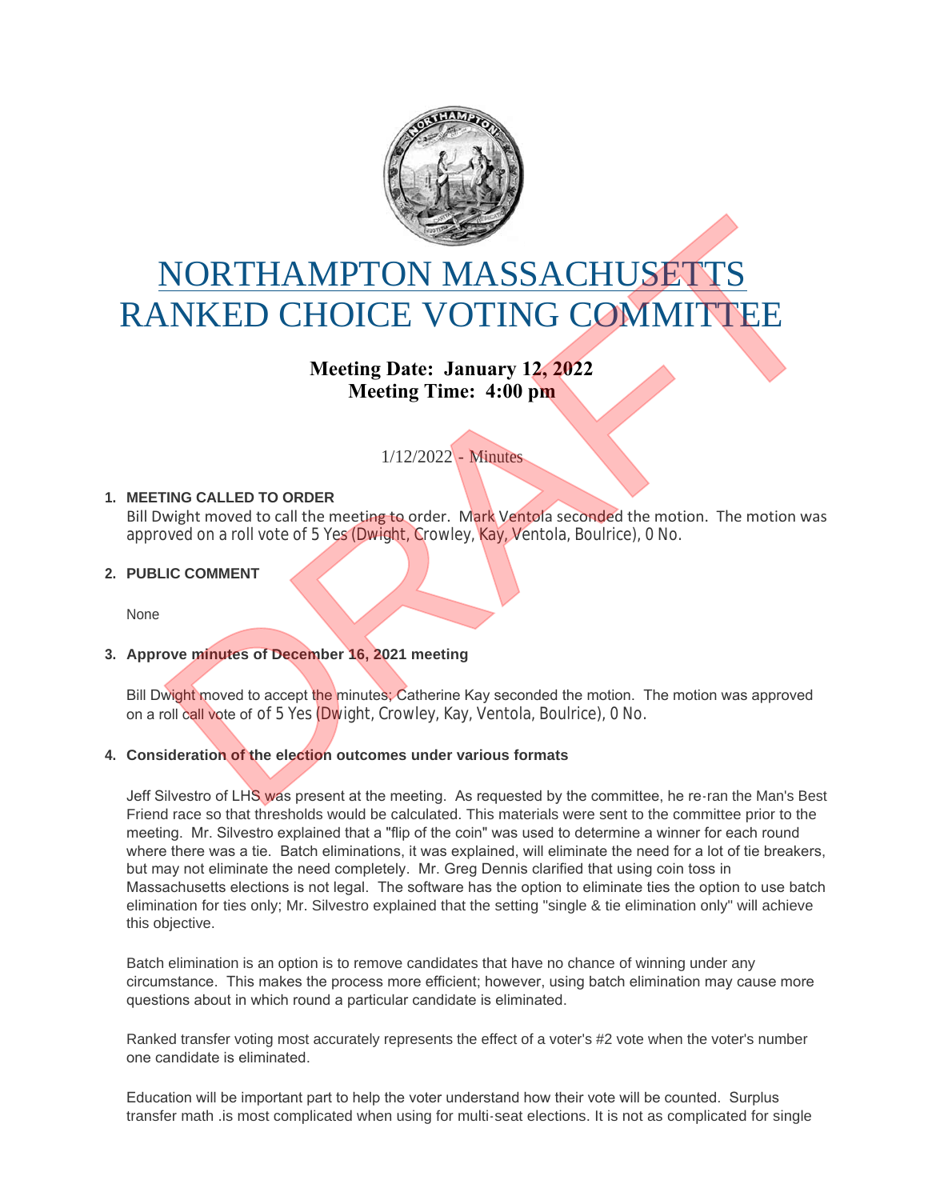# NORTHAMPTON MASSACHUSETTS
# RANKED CHOICE VOTING COMMITTEE

**Meeting Date: January 12, 2022**
**Meeting Time: 4:00 pm**

1/12/2022 - Minutes

1. **MEETING CALLED TO ORDER**
   Bill Dwight moved to call the meeting to order. Mark Ventola seconded the motion. The motion was approved on a roll vote of 5 Yes (Dwight, Crowley, Kay, Ventola, Boulrice), 0 No.

2. **PUBLIC COMMENT**

   None

3. **Approve minutes of December 16, 2021 meeting**

   Bill Dwight moved to accept the minutes; Catherine Kay seconded the motion. The motion was approved on a roll call vote of of 5 Yes (Dwight, Crowley, Kay, Ventola, Boulrice), 0 No.

4. **Consideration of the election outcomes under various formats**

   Jeff Silvestro of LHS was present at the meeting. As requested by the committee, he re-ran the Man's Best Friend race so that thresholds would be calculated. This materials were sent to the committee prior to the meeting. Mr. Silvestro explained that a "flip of the coin" was used to determine a winner for each round where there was a tie. Batch eliminations, it was explained, will eliminate the need for a lot of tie breakers, but may not eliminate the need completely. Mr. Greg Dennis clarified that using coin toss in Massachusetts elections is not legal. The software has the option to eliminate ties the option to use batch elimination for ties only; Mr. Silvestro explained that the setting "single & tie elimination only" will achieve this objective.

   Batch elimination is an option is to remove candidates that have no chance of winning under any circumstance. This makes the process more efficient; however, using batch elimination may cause more questions about in which round a particular candidate is eliminated.

   Ranked transfer voting most accurately represents the effect of a voter's #2 vote when the voter's number one candidate is eliminated.

   Education will be important part to help the voter understand how their vote will be counted. Surplus transfer math .is most complicated when using for multi-seat elections. It is not as complicated for single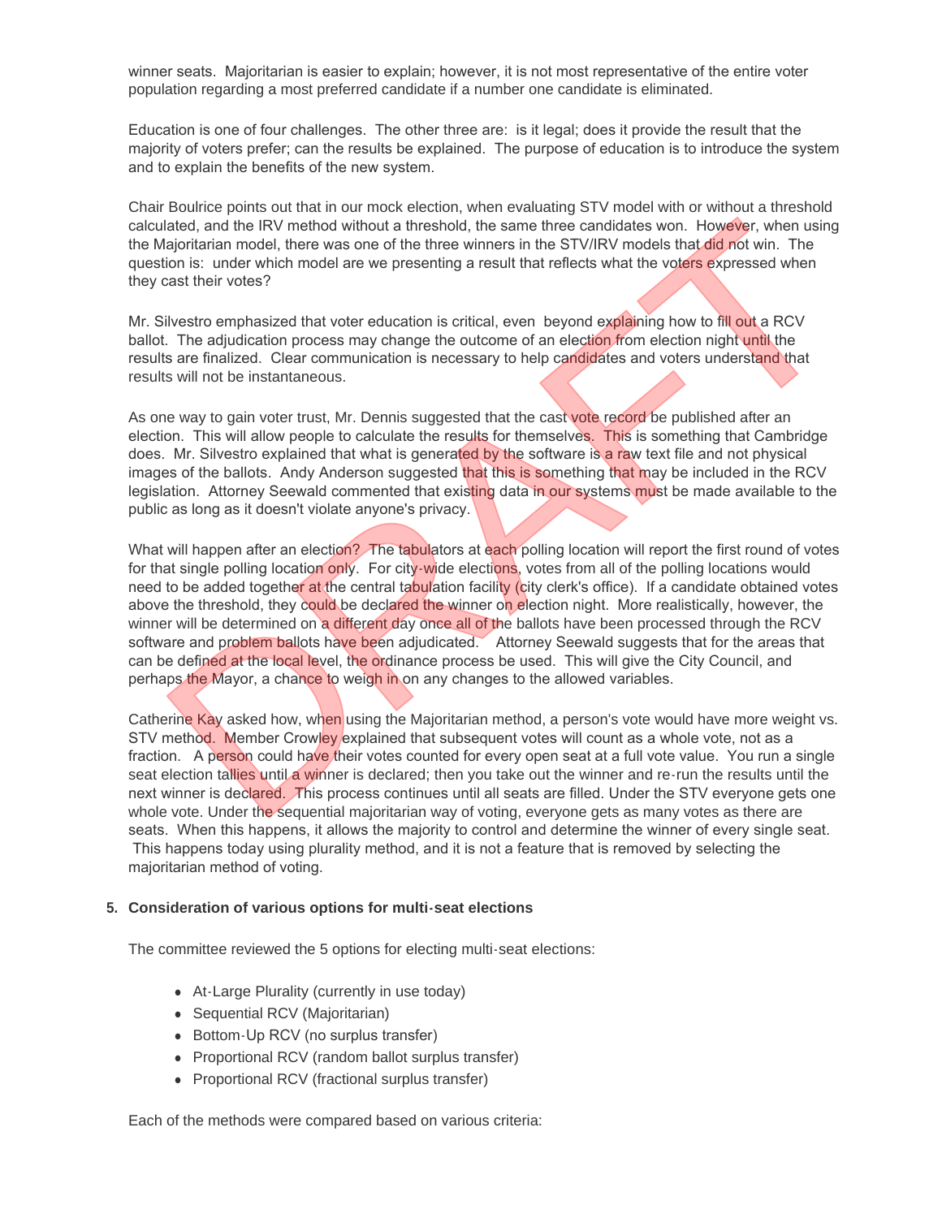winner seats. Majoritarian is easier to explain; however, it is not most representative of the entire voter population regarding a most preferred candidate if a number one candidate is eliminated.

Education is one of four challenges. The other three are: is it legal; does it provide the result that the majority of voters prefer; can the results be explained. The purpose of education is to introduce the system and to explain the benefits of the new system.

Chair Boulrice points out that in our mock election, when evaluating STV model with or without a threshold calculated, and the IRV method without a threshold, the same three candidates won. However, when using the Majoritarian model, there was one of the three winners in the STV/IRV models that did not win. The question is: under which model are we presenting a result that reflects what the voters expressed when they cast their votes?

Mr. Silvestro emphasized that voter education is critical, even beyond explaining how to fill out a RCV ballot. The adjudication process may change the outcome of an election from election night until the results are finalized. Clear communication is necessary to help candidates and voters understand that results will not be instantaneous.

As one way to gain voter trust, Mr. Dennis suggested that the cast vote record be published after an election. This will allow people to calculate the results for themselves. This is something that Cambridge does. Mr. Silvestro explained that what is generated by the software is a raw text file and not physical images of the ballots. Andy Anderson suggested that this is something that may be included in the RCV legislation. Attorney Seewald commented that existing data in our systems must be made available to the public as long as it doesn't violate anyone's privacy.

What will happen after an election? The tabulators at each polling location will report the first round of votes for that single polling location only. For city-wide elections, votes from all of the polling locations would need to be added together at the central tabulation facility (city clerk's office). If a candidate obtained votes above the threshold, they could be declared the winner on election night. More realistically, however, the winner will be determined on a different day once all of the ballots have been processed through the RCV software and problem ballots have been adjudicated. Attorney Seewald suggests that for the areas that can be defined at the local level, the ordinance process be used. This will give the City Council, and perhaps the Mayor, a chance to weigh in on any changes to the allowed variables.

Catherine Kay asked how, when using the Majoritarian method, a person's vote would have more weight vs. STV method. Member Crowley explained that subsequent votes will count as a whole vote, not as a fraction. A person could have their votes counted for every open seat at a full vote value. You run a single seat election tallies until a winner is declared; then you take out the winner and re-run the results until the next winner is declared. This process continues until all seats are filled. Under the STV everyone gets one whole vote. Under the sequential majoritarian way of voting, everyone gets as many votes as there are seats. When this happens, it allows the majority to control and determine the winner of every single seat. This happens today using plurality method, and it is not a feature that is removed by selecting the majoritarian method of voting.

**5. Consideration of various options for multi-seat elections**

The committee reviewed the 5 options for electing multi-seat elections:

- At-Large Plurality (currently in use today)
- Sequential RCV (Majoritarian)
- Bottom-Up RCV (no surplus transfer)
- Proportional RCV (random ballot surplus transfer)
- Proportional RCV (fractional surplus transfer)

Each of the methods were compared based on various criteria: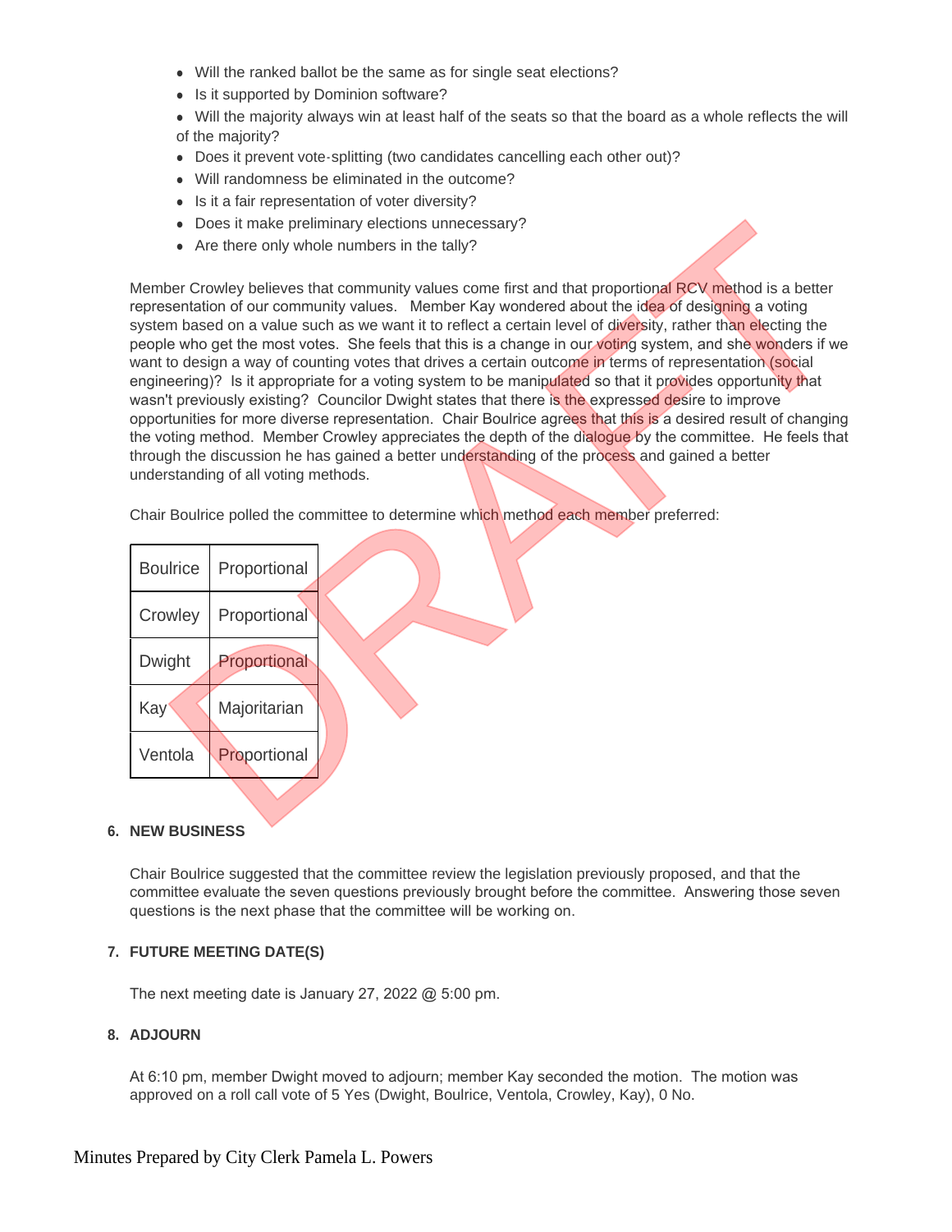- Will the ranked ballot be the same as for single seat elections?
- Is it supported by Dominion software?
- Will the majority always win at least half of the seats so that the board as a whole reflects the will of the majority?
- Does it prevent vote-splitting (two candidates cancelling each other out)?
- Will randomness be eliminated in the outcome?
- Is it a fair representation of voter diversity?
- Does it make preliminary elections unnecessary?
- Are there only whole numbers in the tally?

Member Crowley believes that community values come first and that proportional RCV method is a better representation of our community values. Member Kay wondered about the idea of designing a voting system based on a value such as we want it to reflect a certain level of diversity, rather than electing the people who get the most votes. She feels that this is a change in our voting system, and she wonders if we want to design a way of counting votes that drives a certain outcome in terms of representation (social engineering)? Is it appropriate for a voting system to be manipulated so that it provides opportunity that wasn't previously existing? Councilor Dwight states that there is the expressed desire to improve opportunities for more diverse representation. Chair Boulrice agrees that this is a desired result of changing the voting method. Member Crowley appreciates the depth of the dialogue by the committee. He feels that through the discussion he has gained a better understanding of the process and gained a better understanding of all voting methods.

Chair Boulrice polled the committee to determine which method each member preferred:

| Member | Preference |
|---|---|
| Boulrice | Proportional |
| Crowley | Proportional |
| Dwight | Proportional |
| Kay | Majoritarian |
| Ventola | Proportional |

6. **NEW BUSINESS**

Chair Boulrice suggested that the committee review the legislation previously proposed, and that the committee evaluate the seven questions previously brought before the committee. Answering those seven questions is the next phase that the committee will be working on.

7. **FUTURE MEETING DATE(S)**

The next meeting date is January 27, 2022 @ 5:00 pm.

8. **ADJOURN**

At 6:10 pm, member Dwight moved to adjourn; member Kay seconded the motion. The motion was approved on a roll call vote of 5 Yes (Dwight, Boulrice, Ventola, Crowley, Kay), 0 No.

Minutes Prepared by City Clerk Pamela L. Powers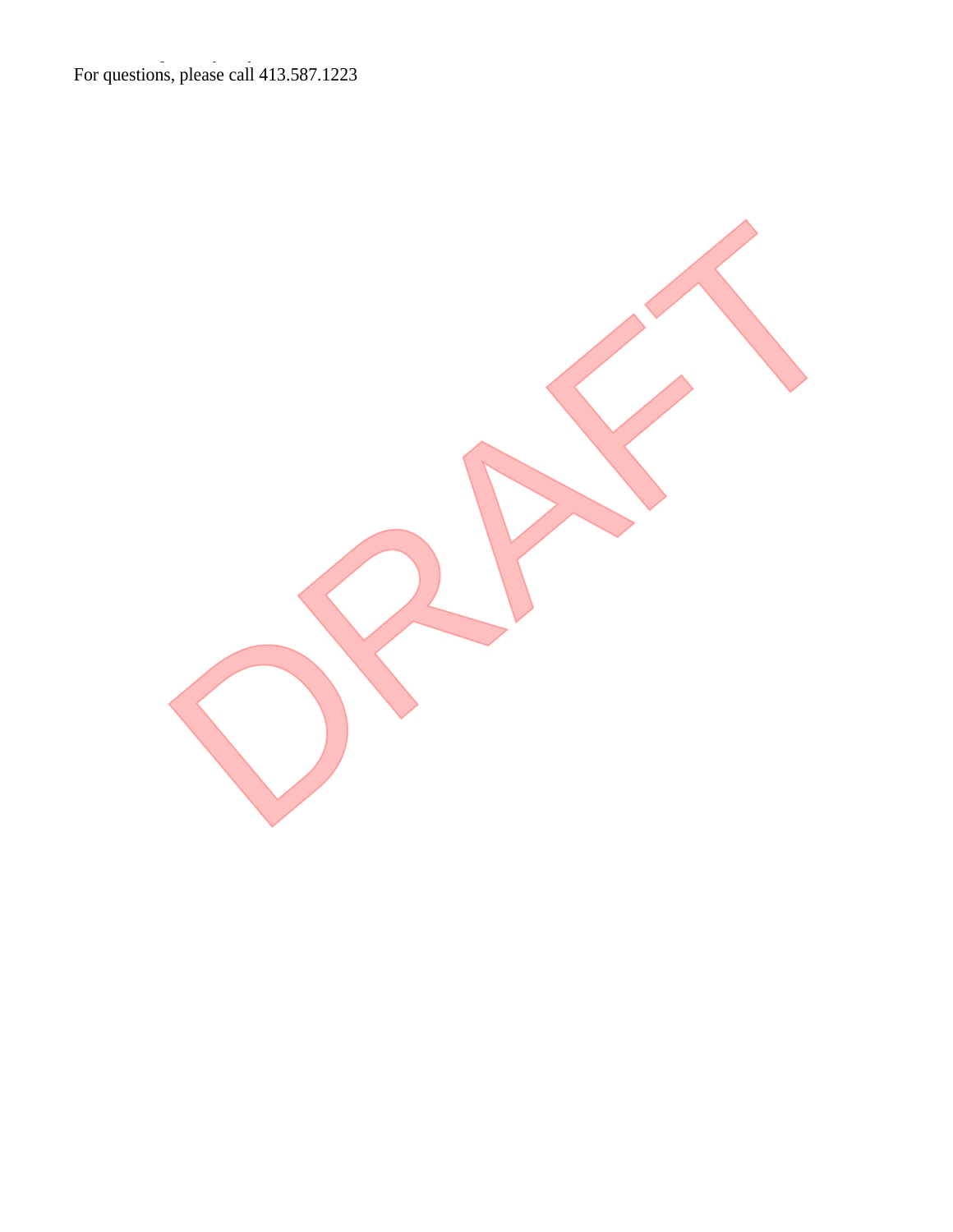For questions, please call 413.587.1223